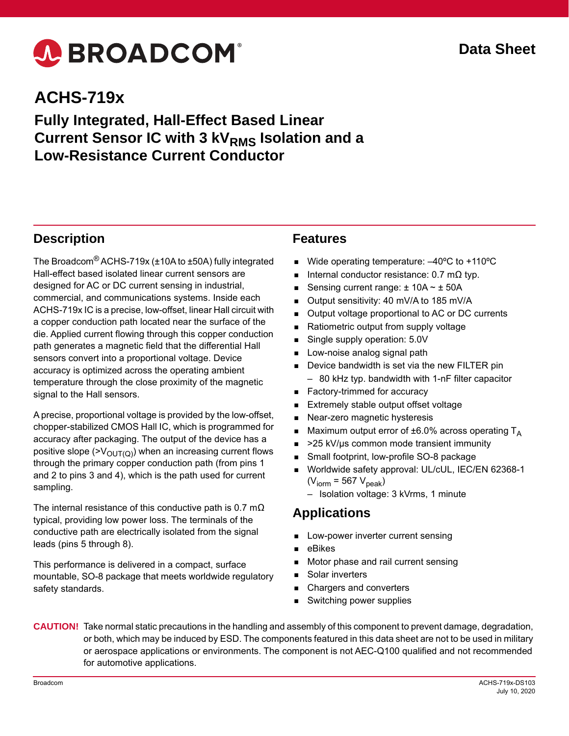Data Sheet

# ACHS-719x

## Fully Integrated, Hall-Effect Based Linear Current Sensor IC with 3 $kV_{RMS}$ Isolation and a Low-Resistance Current Conductor

## Description

The Broadcom® ACHS-719x (±10A to ±50A) fully integrated Hall-effect based isolated linear current sensors are designed for AC or DC current sensing in industrial, commercial, and communications systems. Inside each ACHS-719x IC is a precise, low-offset, linear Hall circuit with a copper conduction path located near the surface of the die. Applied current flowing through this copper conduction path generates a magnetic field that the differential Hall sensors convert into a proportional voltage. Device accuracy is optimized across the operating ambient temperature through the close proximity of the magnetic signal to the Hall sensors.

A precise, proportional voltage is provided by the low-offset, chopper-stabilized CMOS Hall IC, which is programmed for accuracy after packaging. The output of the device has a positive slope (>$V_{OUT(Q)}$) when an increasing current flows through the primary copper conduction path (from pins 1 and 2 to pins 3 and 4), which is the path used for current sampling.

The internal resistance of this conductive path is 0.7 mΩ typical, providing low power loss. The terminals of the conductive path are electrically isolated from the signal leads (pins 5 through 8).

This performance is delivered in a compact, surface mountable, SO-8 package that meets worldwide regulatory safety standards.

## Features

- Wide operating temperature: –40ºC to +110ºC
- Internal conductor resistance: 0.7 mΩ typ.
- Sensing current range: ± 10A ~ ± 50A
- Output sensitivity: 40 mV/A to 185 mV/A
- Output voltage proportional to AC or DC currents
- Ratiometric output from supply voltage
- Single supply operation: 5.0V
- Low-noise analog signal path
- Device bandwidth is set via the new FILTER pin
  - 80 kHz typ. bandwidth with 1-nF filter capacitor
- Factory-trimmed for accuracy
- Extremely stable output offset voltage
- Near-zero magnetic hysteresis
- Maximum output error of ±6.0% across operating $T_A$
- >25 kV/µs common mode transient immunity
- Small footprint, low-profile SO-8 package
- Worldwide safety approval: UL/cUL, IEC/EN 62368-1 ($V_{iorm}$ = 567 $V_{peak}$)
  - Isolation voltage: 3 kVrms, 1 minute

## Applications

- Low-power inverter current sensing
- eBikes
- Motor phase and rail current sensing
- Solar inverters
- Chargers and converters
- Switching power supplies

**CAUTION!** Take normal static precautions in the handling and assembly of this component to prevent damage, degradation, or both, which may be induced by ESD. The components featured in this data sheet are not to be used in military or aerospace applications or environments. The component is not AEC-Q100 qualified and not recommended for automotive applications.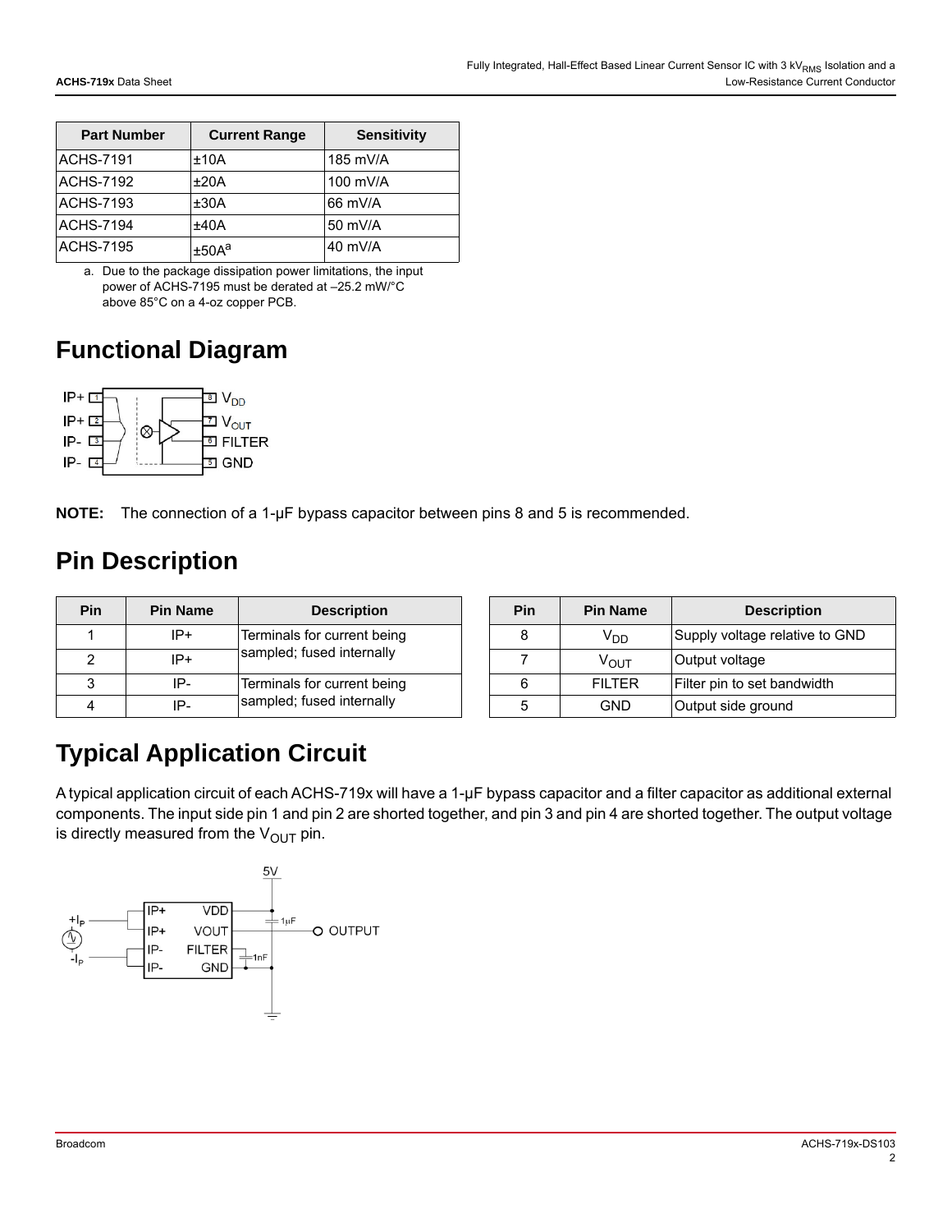| Part Number | Current Range | Sensitivity |
|---|---|---|
| ACHS-7191 | ±10A | 185 mV/A |
| ACHS-7192 | ±20A | 100 mV/A |
| ACHS-7193 | ±30A | 66 mV/A |
| ACHS-7194 | ±40A | 50 mV/A |
| ACHS-7195 | ±50A[a] | 40 mV/A |

a. Due to the package dissipation power limitations, the input power of ACHS-7195 must be derated at –25.2 mW/°C above 85°C on a 4-oz copper PCB.

## Functional Diagram

**NOTE:** The connection of a 1-μF bypass capacitor between pins 8 and 5 is recommended.

## Pin Description

| Pin | Pin Name | Description |
|---|---|---|
| 1 | IP+ | Terminals for current being sampled; fused internally |
| 2 | IP+ | |
| 3 | IP- | Terminals for current being sampled; fused internally |
| 4 | IP- | |

| Pin | Pin Name | Description |
|---|---|---|
| 8 | $V_{DD}$ | Supply voltage relative to GND |
| 7 | $V_{OUT}$ | Output voltage |
| 6 | FILTER | Filter pin to set bandwidth |
| 5 | GND | Output side ground |

## Typical Application Circuit

A typical application circuit of each ACHS-719x will have a 1-μF bypass capacitor and a filter capacitor as additional external components. The input side pin 1 and pin 2 are shorted together, and pin 3 and pin 4 are shorted together. The output voltage is directly measured from the $V_{OUT}$ pin.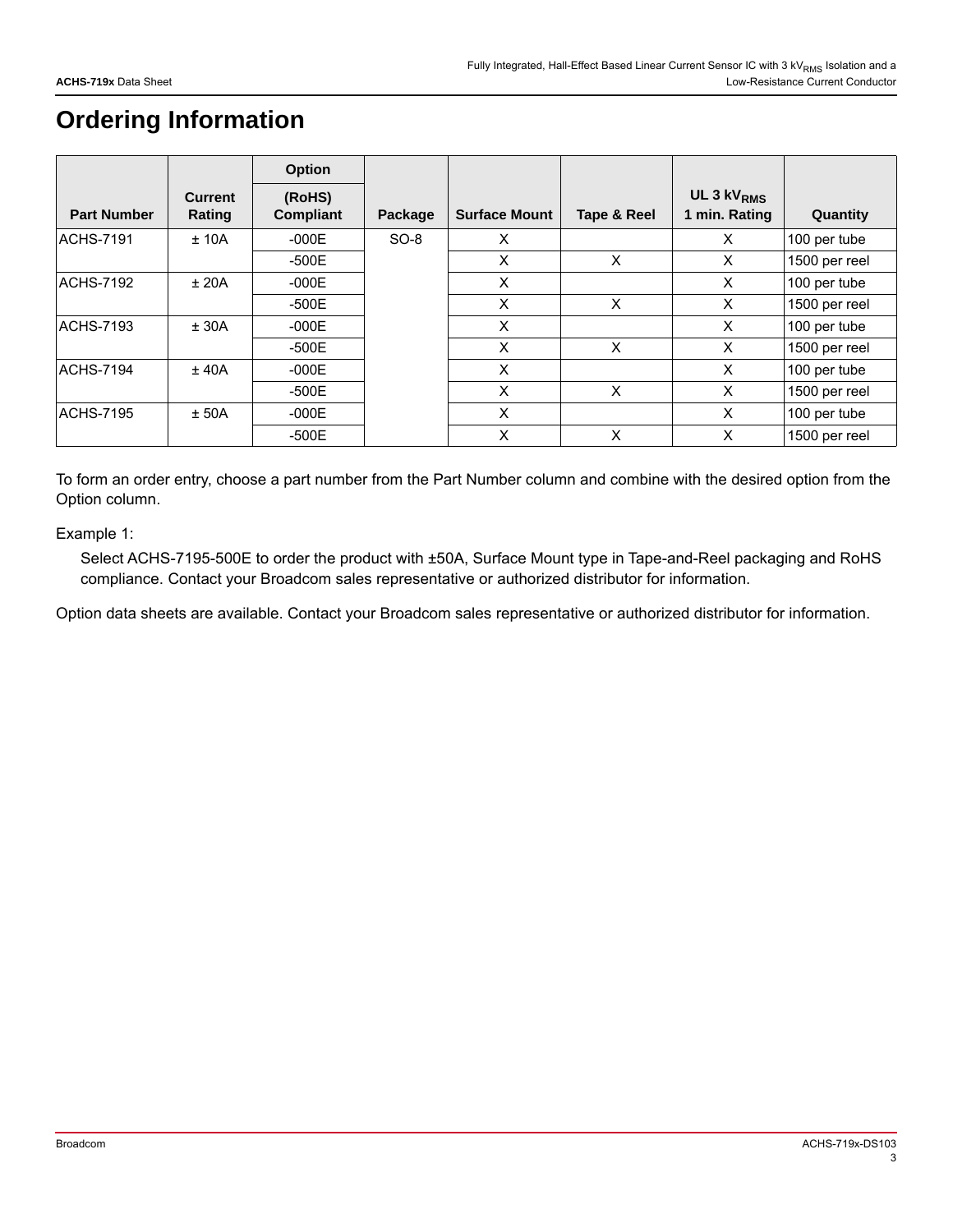# Ordering Information

| Part Number | Current Rating | Option (RoHS) Compliant | Package | Surface Mount | Tape & Reel | UL 3 $kV_{RMS}$ 1 min. Rating | Quantity |
|---|---|---|---|---|---|---|---|
| ACHS-7191 | ± 10A | -000E | SO-8 | X | | X | 100 per tube |
| | | -500E | | X | X | X | 1500 per reel |
| ACHS-7192 | ± 20A | -000E | | X | | X | 100 per tube |
| | | -500E | | X | X | X | 1500 per reel |
| ACHS-7193 | ± 30A | -000E | | X | | X | 100 per tube |
| | | -500E | | X | X | X | 1500 per reel |
| ACHS-7194 | ± 40A | -000E | | X | | X | 100 per tube |
| | | -500E | | X | X | X | 1500 per reel |
| ACHS-7195 | ± 50A | -000E | | X | | X | 100 per tube |
| | | -500E | | X | X | X | 1500 per reel |

To form an order entry, choose a part number from the Part Number column and combine with the desired option from the Option column.

Example 1:

Select ACHS-7195-500E to order the product with ±50A, Surface Mount type in Tape-and-Reel packaging and RoHS compliance. Contact your Broadcom sales representative or authorized distributor for information.

Option data sheets are available. Contact your Broadcom sales representative or authorized distributor for information.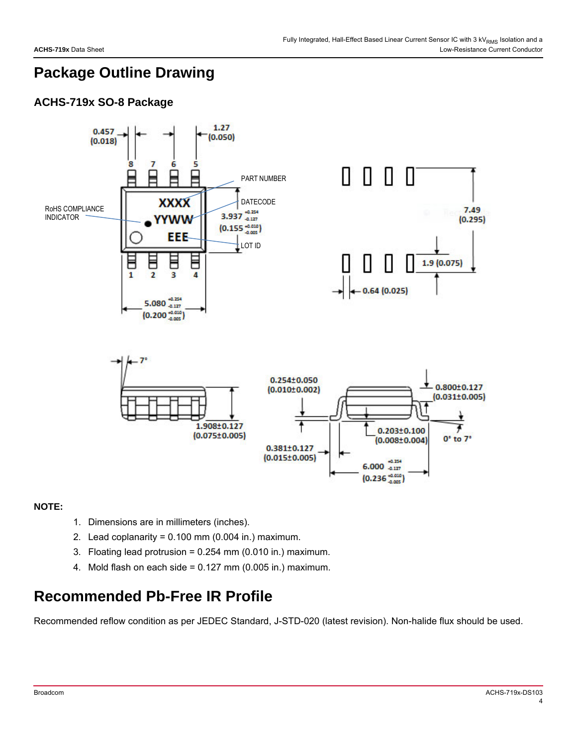# Package Outline Drawing

## ACHS-719x SO-8 Package

**NOTE:**

1. Dimensions are in millimeters (inches).
2. Lead coplanarity = 0.100 mm (0.004 in.) maximum.
3. Floating lead protrusion = 0.254 mm (0.010 in.) maximum.
4. Mold flash on each side = 0.127 mm (0.005 in.) maximum.

# Recommended Pb-Free IR Profile

Recommended reflow condition as per JEDEC Standard, J-STD-020 (latest revision). Non-halide flux should be used.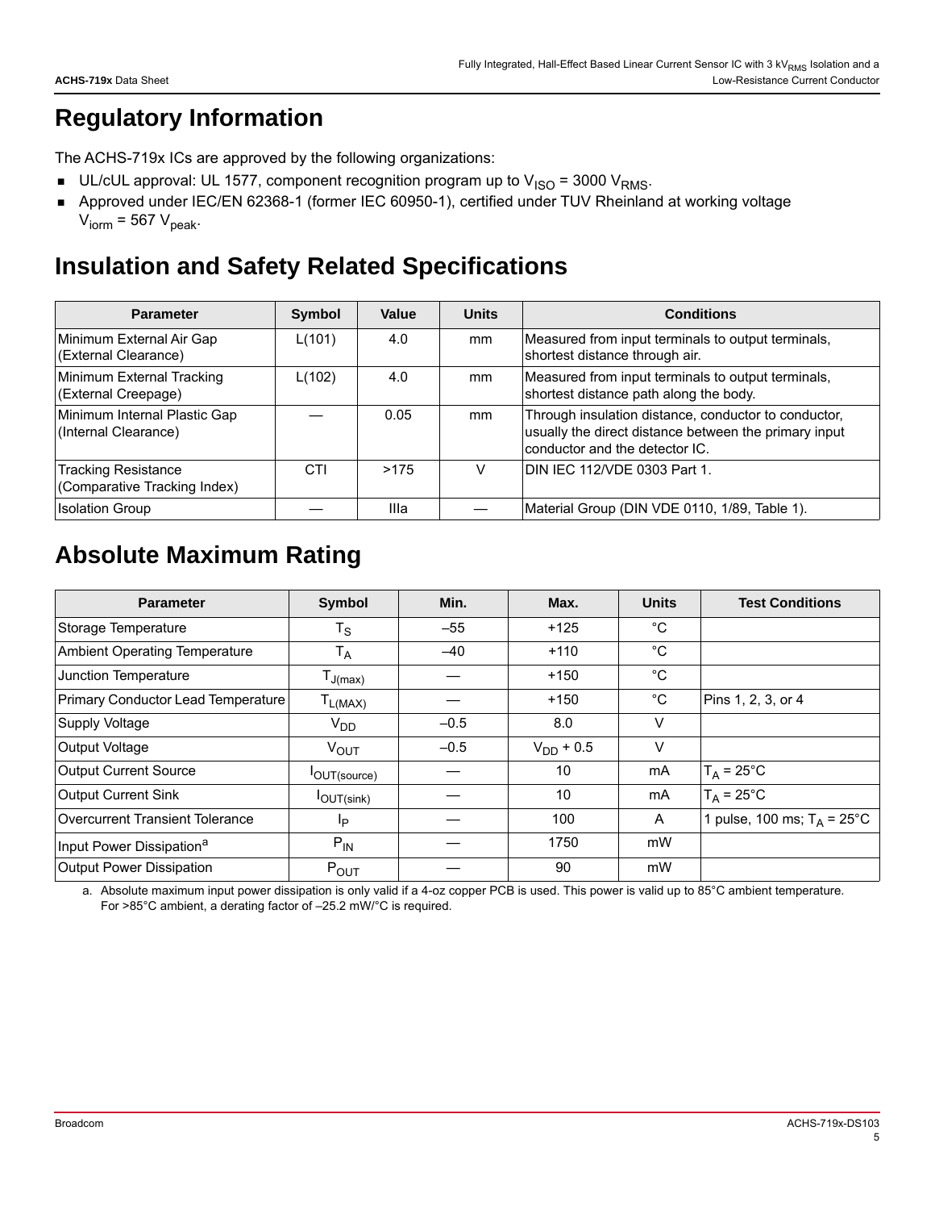# Regulatory Information

The ACHS-719x ICs are approved by the following organizations:

- UL/cUL approval: UL 1577, component recognition program up to $V_{ISO}$ = 3000 $V_{RMS}$.
- Approved under IEC/EN 62368-1 (former IEC 60950-1), certified under TUV Rheinland at working voltage $V_{iorm}$ = 567 $V_{peak}$.

# Insulation and Safety Related Specifications

| Parameter | Symbol | Value | Units | Conditions |
|---|---|---|---|---|
| Minimum External Air Gap (External Clearance) | L(101) | 4.0 | mm | Measured from input terminals to output terminals, shortest distance through air. |
| Minimum External Tracking (External Creepage) | L(102) | 4.0 | mm | Measured from input terminals to output terminals, shortest distance path along the body. |
| Minimum Internal Plastic Gap (Internal Clearance) | — | 0.05 | mm | Through insulation distance, conductor to conductor, usually the direct distance between the primary input conductor and the detector IC. |
| Tracking Resistance (Comparative Tracking Index) | CTI | >175 | V | DIN IEC 112/VDE 0303 Part 1. |
| Isolation Group | — | IIIa | — | Material Group (DIN VDE 0110, 1/89, Table 1). |

# Absolute Maximum Rating

| Parameter | Symbol | Min. | Max. | Units | Test Conditions |
|---|---|---|---|---|---|
| Storage Temperature | $T_S$ | –55 | +125 | °C | |
| Ambient Operating Temperature | $T_A$ | –40 | +110 | °C | |
| Junction Temperature | $T_{J(max)}$ | — | +150 | °C | |
| Primary Conductor Lead Temperature | $T_{L(MAX)}$ | — | +150 | °C | Pins 1, 2, 3, or 4 |
| Supply Voltage | $V_{DD}$ | –0.5 | 8.0 | V | |
| Output Voltage | $V_{OUT}$ | –0.5 | $V_{DD}$ + 0.5 | V | |
| Output Current Source | $I_{OUT(source)}$ | — | 10 | mA | $T_A$ = 25°C |
| Output Current Sink | $I_{OUT(sink)}$ | — | 10 | mA | $T_A$ = 25°C |
| Overcurrent Transient Tolerance | $I_P$ | — | 100 | A | 1 pulse, 100 ms; $T_A$ = 25°C |
| Input Power Dissipation[a] | $P_{IN}$ | — | 1750 | mW | |
| Output Power Dissipation | $P_{OUT}$ | — | 90 | mW | |

a. Absolute maximum input power dissipation is only valid if a 4-oz copper PCB is used. This power is valid up to 85°C ambient temperature. For >85°C ambient, a derating factor of –25.2 mW/°C is required.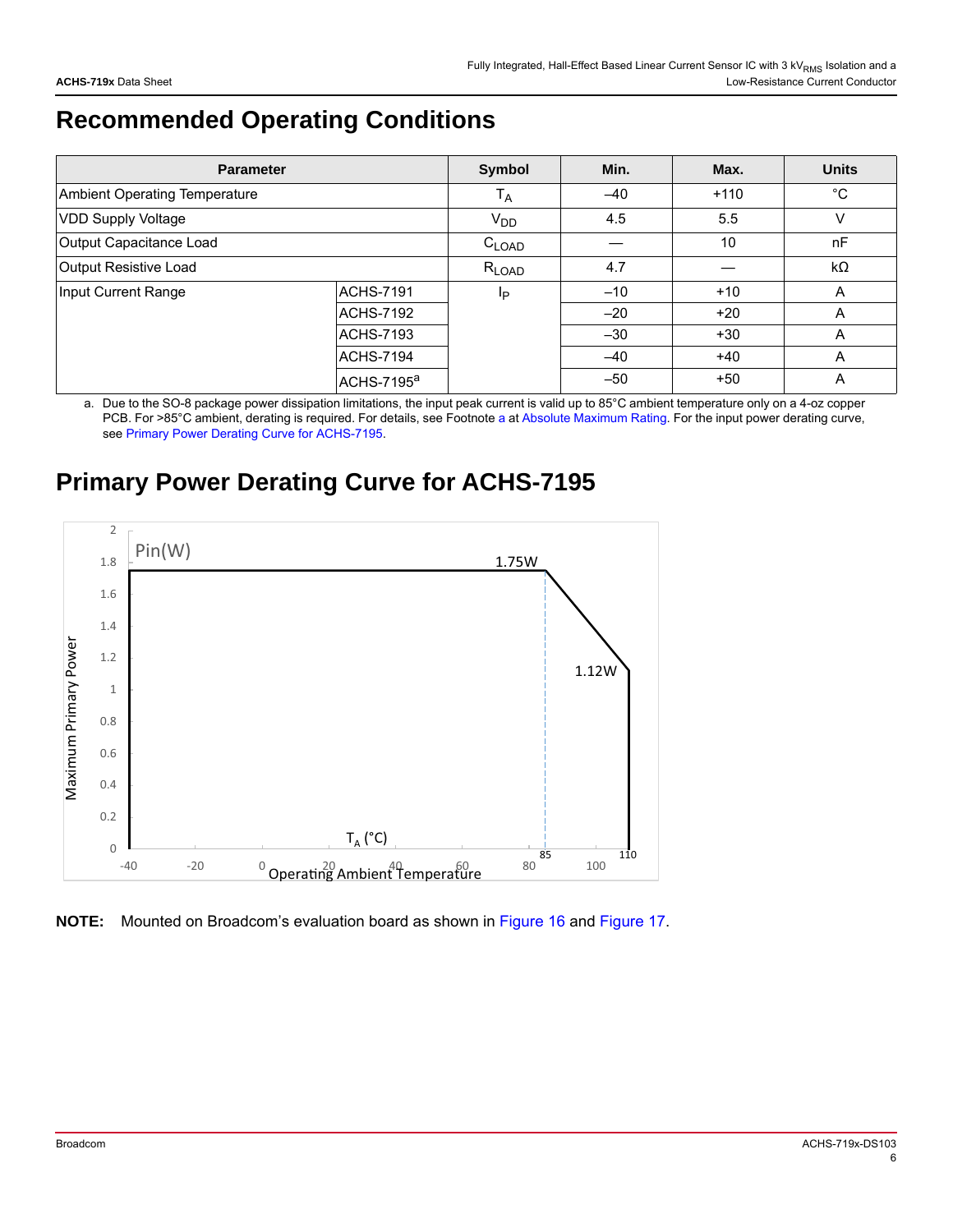# Recommended Operating Conditions

| Parameter | | Symbol | Min. | Max. | Units |
|---|---|---|---|---|---|
| Ambient Operating Temperature | | $T_A$ | –40 | +110 | °C |
| VDD Supply Voltage | | $V_{DD}$ | 4.5 | 5.5 | V |
| Output Capacitance Load | | $C_{LOAD}$ | — | 10 | nF |
| Output Resistive Load | | $R_{LOAD}$ | 4.7 | — | kΩ |
| Input Current Range | ACHS-7191 | $I_P$ | –10 | +10 | A |
| | ACHS-7192 | | –20 | +20 | A |
| | ACHS-7193 | | –30 | +30 | A |
| | ACHS-7194 | | –40 | +40 | A |
| | ACHS-7195[a] | | –50 | +50 | A |

a. Due to the SO-8 package power dissipation limitations, the input peak current is valid up to 85°C ambient temperature only on a 4-oz copper PCB. For >85°C ambient, derating is required. For details, see Footnote a at Absolute Maximum Rating. For the input power derating curve, see Primary Power Derating Curve for ACHS-7195.

# Primary Power Derating Curve for ACHS-7195

**NOTE:** Mounted on Broadcom's evaluation board as shown in Figure 16 and Figure 17.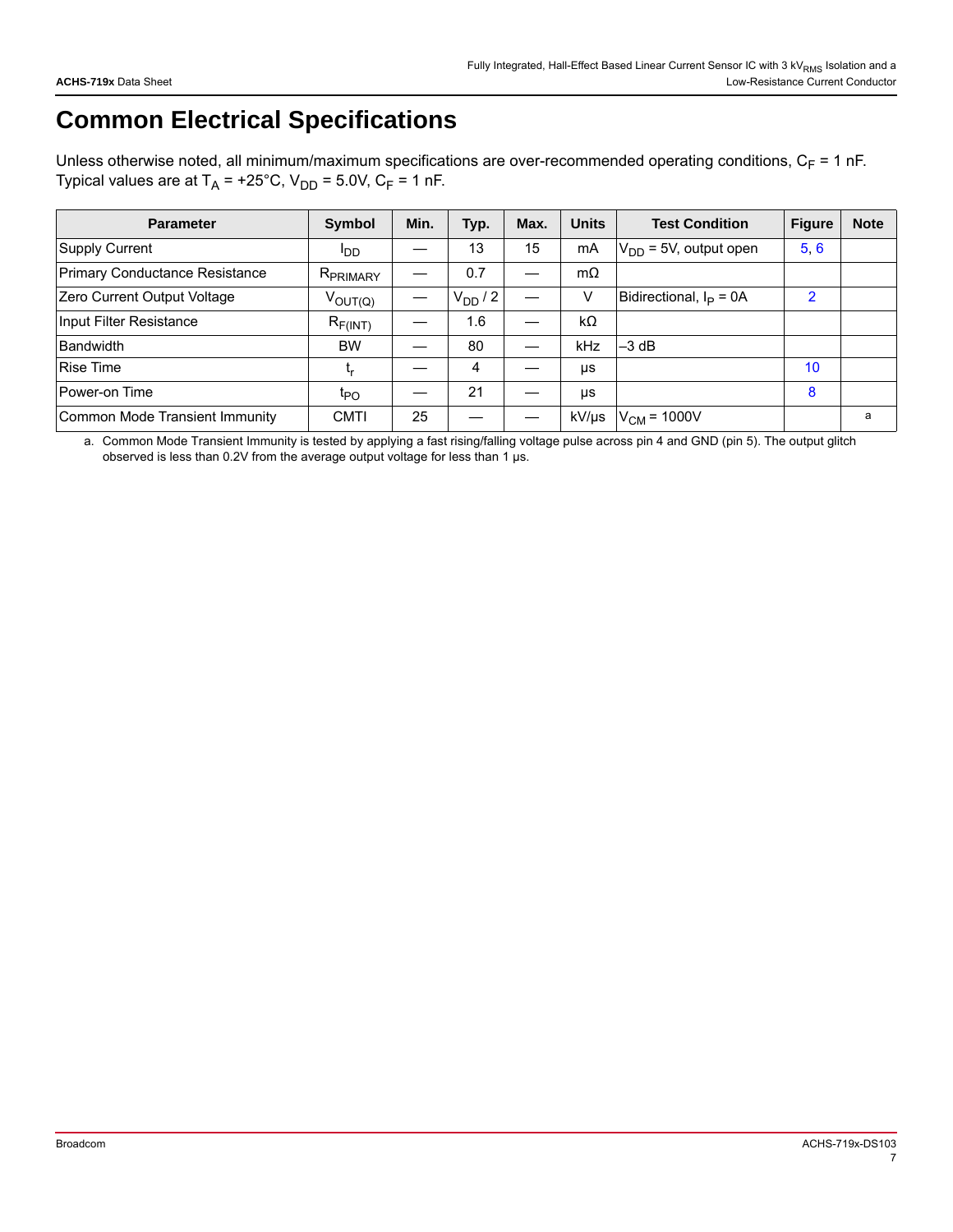# Common Electrical Specifications

Unless otherwise noted, all minimum/maximum specifications are over-recommended operating conditions, $C_F$ = 1 nF. Typical values are at $T_A$ = +25°C, $V_{DD}$ = 5.0V, $C_F$ = 1 nF.

| Parameter | Symbol | Min. | Typ. | Max. | Units | Test Condition | Figure | Note |
|---|---|---|---|---|---|---|---|---|
| Supply Current | $I_{DD}$ | — | 13 | 15 | mA | $V_{DD}$ = 5V, output open | 5, 6 | |
| Primary Conductance Resistance | $R_{PRIMARY}$ | — | 0.7 | — | mΩ | | | |
| Zero Current Output Voltage | $V_{OUT(Q)}$ | — | $V_{DD}$ / 2 | — | V | Bidirectional, $I_P$ = 0A | 2 | |
| Input Filter Resistance | $R_{F(INT)}$ | — | 1.6 | — | kΩ | | | |
| Bandwidth | BW | — | 80 | — | kHz | –3 dB | | |
| Rise Time | $t_r$ | — | 4 | — | µs | | 10 | |
| Power-on Time | $t_{PO}$ | — | 21 | — | µs | | 8 | |
| Common Mode Transient Immunity | CMTI | 25 | — | — | kV/µs | $V_{CM}$ = 1000V | | a |

a. Common Mode Transient Immunity is tested by applying a fast rising/falling voltage pulse across pin 4 and GND (pin 5). The output glitch observed is less than 0.2V from the average output voltage for less than 1 µs.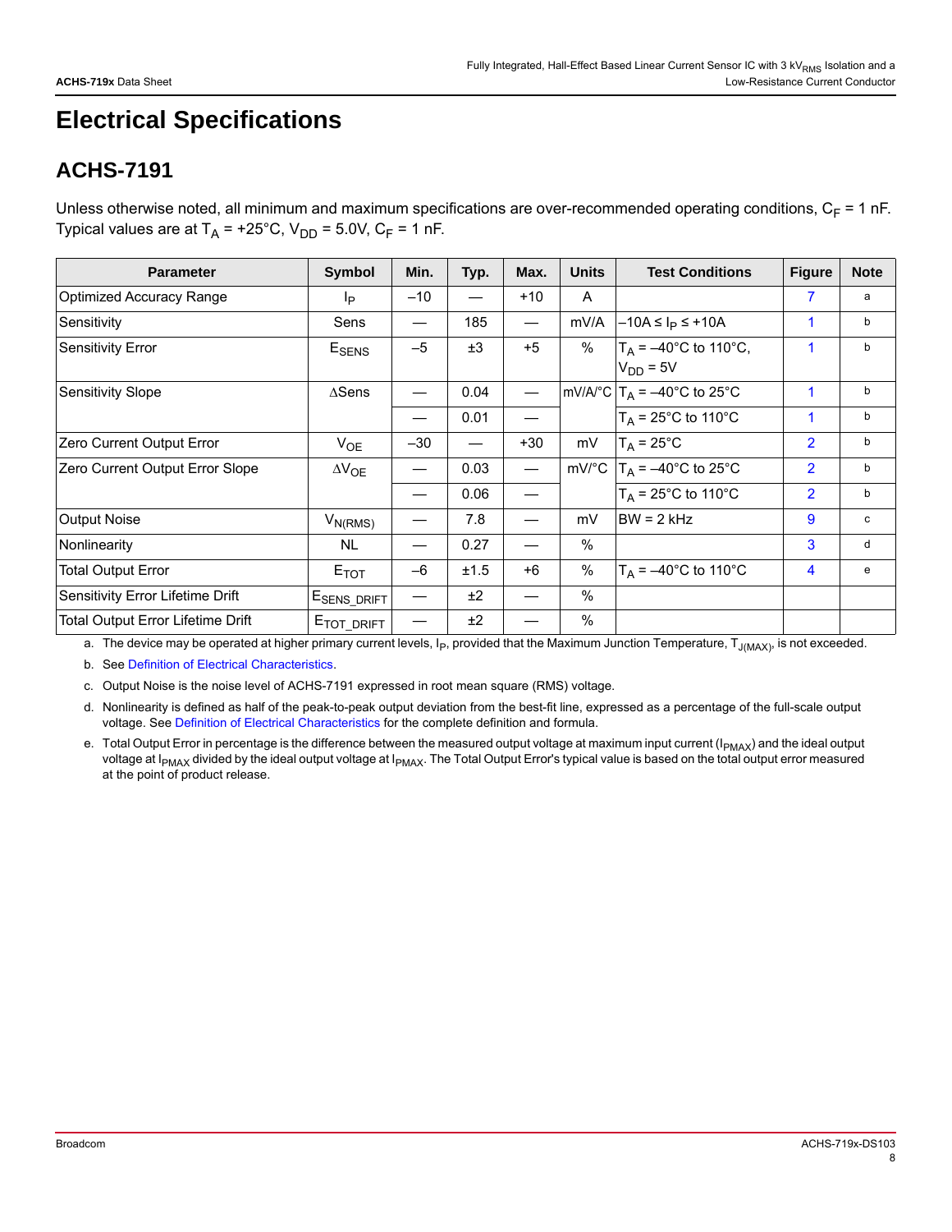# Electrical Specifications

## ACHS-7191

Unless otherwise noted, all minimum and maximum specifications are over-recommended operating conditions, $C_F$ = 1 nF. Typical values are at $T_A$ = +25°C, $V_{DD}$ = 5.0V, $C_F$ = 1 nF.

| Parameter | Symbol | Min. | Typ. | Max. | Units | Test Conditions | Figure | Note |
|---|---|---|---|---|---|---|---|---|
| Optimized Accuracy Range | $I_P$ | –10 | — | +10 | A | | 7 | a |
| Sensitivity | Sens | — | 185 | — | mV/A | –10A ≤ $I_P$ ≤ +10A | 1 | b |
| Sensitivity Error | $E_{SENS}$ | –5 | ±3 | +5 | % | $T_A$ = –40°C to 110°C, $V_{DD}$ = 5V | 1 | b |
| Sensitivity Slope | ∆Sens | — | 0.04 | — | mV/A/°C | $T_A$ = –40°C to 25°C | 1 | b |
| | | — | 0.01 | — | | $T_A$ = 25°C to 110°C | 1 | b |
| Zero Current Output Error | $V_{OE}$ | –30 | — | +30 | mV | $T_A$ = 25°C | 2 | b |
| Zero Current Output Error Slope | $\Delta V_{OE}$ | — | 0.03 | — | mV/°C | $T_A$ = –40°C to 25°C | 2 | b |
| | | — | 0.06 | — | | $T_A$ = 25°C to 110°C | 2 | b |
| Output Noise | $V_{N(RMS)}$ | — | 7.8 | — | mV | BW = 2 kHz | 9 | c |
| Nonlinearity | NL | — | 0.27 | — | % | | 3 | d |
| Total Output Error | $E_{TOT}$ | –6 | ±1.5 | +6 | % | $T_A$ = –40°C to 110°C | 4 | e |
| Sensitivity Error Lifetime Drift | $E_{SENS\_DRIFT}$ | — | ±2 | — | % | | | |
| Total Output Error Lifetime Drift | $E_{TOT\_DRIFT}$ | — | ±2 | — | % | | | |

a. The device may be operated at higher primary current levels, $I_P$, provided that the Maximum Junction Temperature, $T_{J(MAX)}$, is not exceeded.

b. See Definition of Electrical Characteristics.

c. Output Noise is the noise level of ACHS-7191 expressed in root mean square (RMS) voltage.

d. Nonlinearity is defined as half of the peak-to-peak output deviation from the best-fit line, expressed as a percentage of the full-scale output voltage. See Definition of Electrical Characteristics for the complete definition and formula.

e. Total Output Error in percentage is the difference between the measured output voltage at maximum input current ($I_{PMAX}$) and the ideal output voltage at $I_{PMAX}$ divided by the ideal output voltage at $I_{PMAX}$. The Total Output Error's typical value is based on the total output error measured at the point of product release.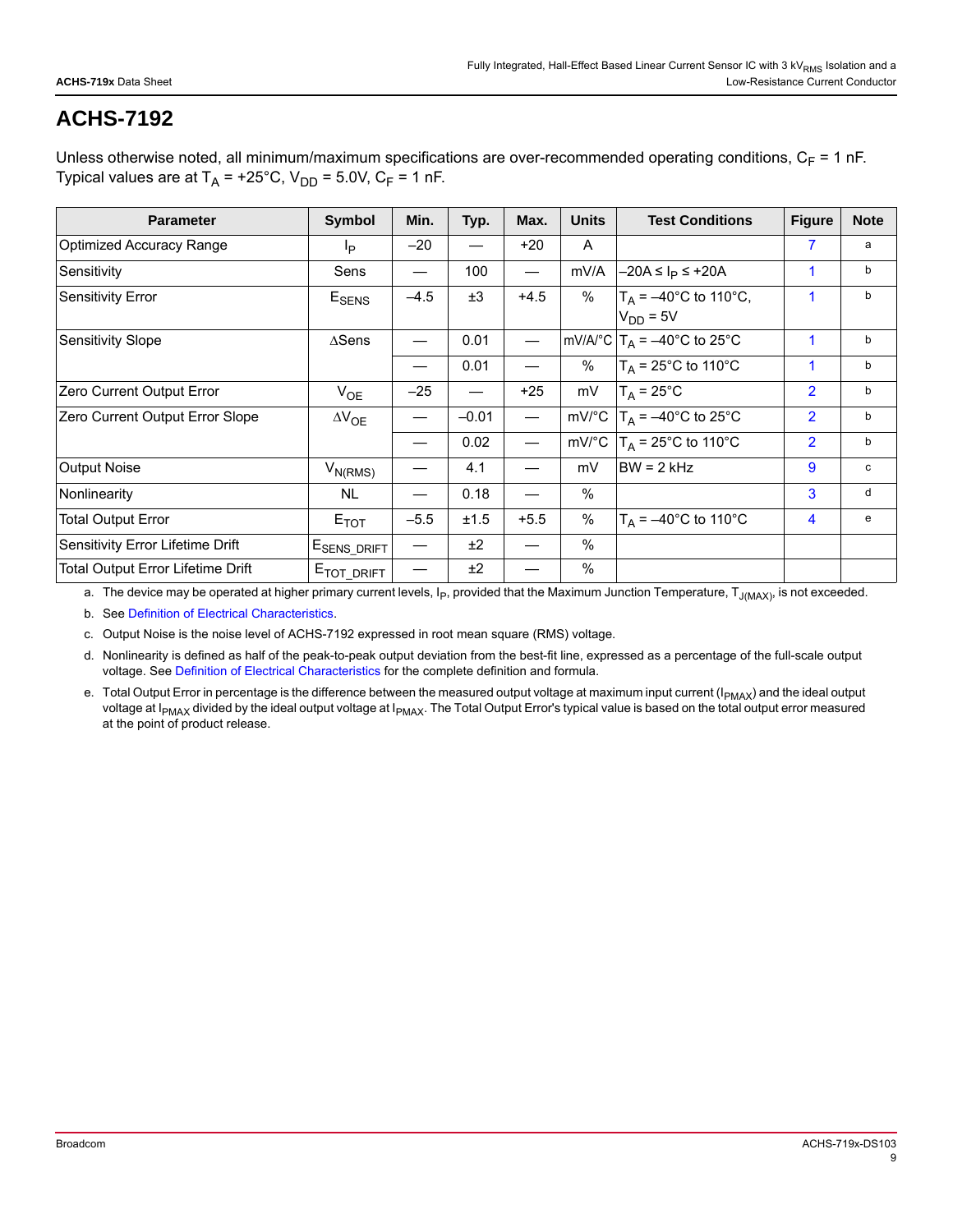# ACHS-7192

Unless otherwise noted, all minimum/maximum specifications are over-recommended operating conditions, $C_F$ = 1 nF. Typical values are at $T_A$ = +25°C, $V_{DD}$ = 5.0V, $C_F$ = 1 nF.

| Parameter | Symbol | Min. | Typ. | Max. | Units | Test Conditions | Figure | Note |
|---|---|---|---|---|---|---|---|---|
| Optimized Accuracy Range | $I_P$ | –20 | — | +20 | A | | 7 | a |
| Sensitivity | Sens | — | 100 | — | mV/A | –20A ≤ $I_P$ ≤ +20A | 1 | b |
| Sensitivity Error | $E_{SENS}$ | –4.5 | ±3 | +4.5 | % | $T_A$ = –40°C to 110°C, $V_{DD}$ = 5V | 1 | b |
| Sensitivity Slope | ∆Sens | — | 0.01 | — | mV/A/°C | $T_A$ = –40°C to 25°C | 1 | b |
| | | — | 0.01 | — | % | $T_A$ = 25°C to 110°C | 1 | b |
| Zero Current Output Error | $V_{OE}$ | –25 | — | +25 | mV | $T_A$ = 25°C | 2 | b |
| Zero Current Output Error Slope | $\Delta V_{OE}$ | — | –0.01 | — | mV/°C | $T_A$ = –40°C to 25°C | 2 | b |
| | | — | 0.02 | — | mV/°C | $T_A$ = 25°C to 110°C | 2 | b |
| Output Noise | $V_{N(RMS)}$ | — | 4.1 | — | mV | BW = 2 kHz | 9 | c |
| Nonlinearity | NL | — | 0.18 | — | % | | 3 | d |
| Total Output Error | $E_{TOT}$ | –5.5 | ±1.5 | +5.5 | % | $T_A$ = –40°C to 110°C | 4 | e |
| Sensitivity Error Lifetime Drift | $E_{SENS\_DRIFT}$ | — | ±2 | — | % | | | |
| Total Output Error Lifetime Drift | $E_{TOT\_DRIFT}$ | — | ±2 | — | % | | | |

a. The device may be operated at higher primary current levels, $I_P$, provided that the Maximum Junction Temperature, $T_{J(MAX)}$, is not exceeded.

b. See Definition of Electrical Characteristics.

c. Output Noise is the noise level of ACHS-7192 expressed in root mean square (RMS) voltage.

d. Nonlinearity is defined as half of the peak-to-peak output deviation from the best-fit line, expressed as a percentage of the full-scale output voltage. See Definition of Electrical Characteristics for the complete definition and formula.

e. Total Output Error in percentage is the difference between the measured output voltage at maximum input current ($I_{PMAX}$) and the ideal output voltage at $I_{PMAX}$ divided by the ideal output voltage at $I_{PMAX}$. The Total Output Error's typical value is based on the total output error measured at the point of product release.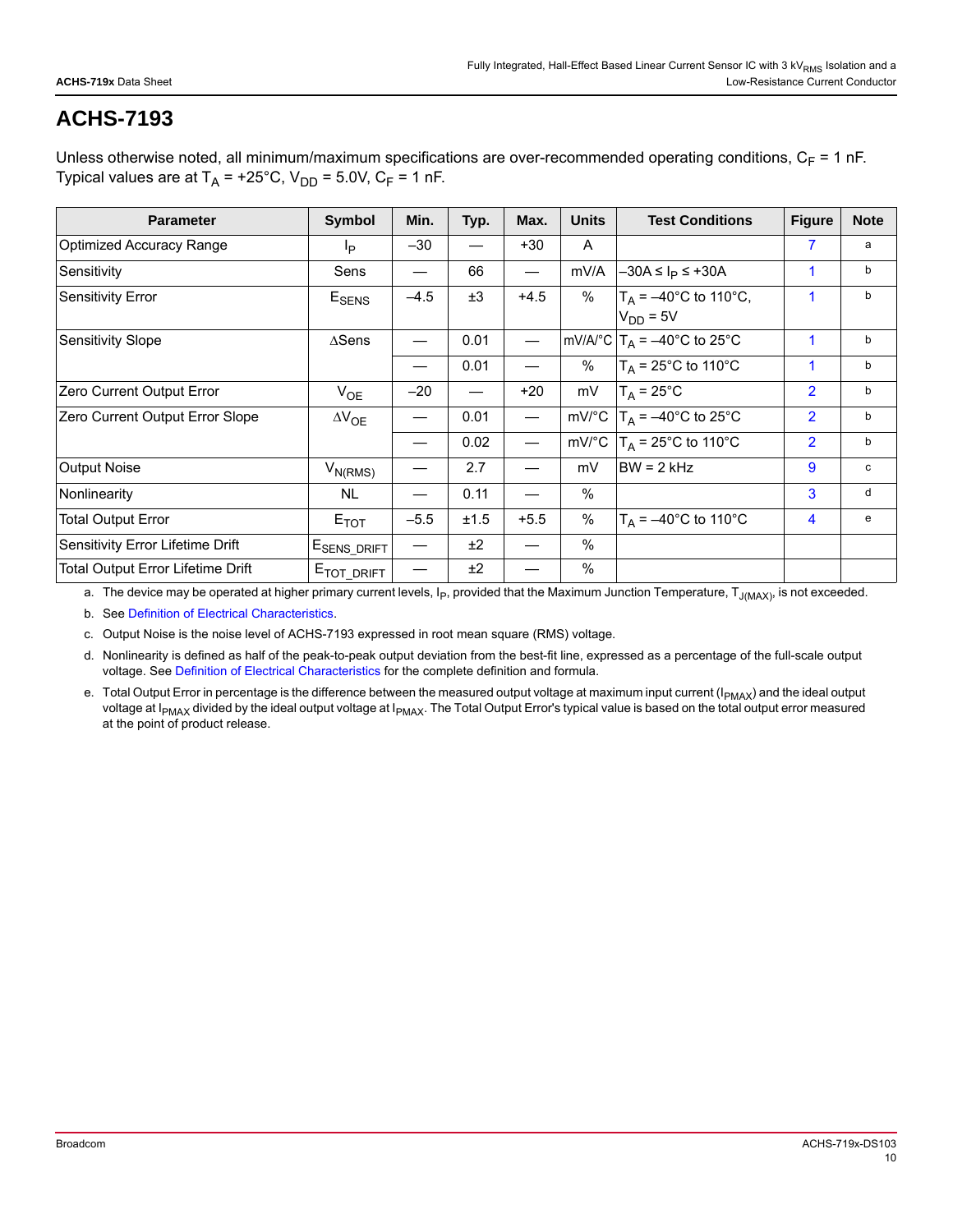# ACHS-7193

Unless otherwise noted, all minimum/maximum specifications are over-recommended operating conditions, $C_F$ = 1 nF. Typical values are at $T_A$ = +25°C, $V_{DD}$ = 5.0V, $C_F$ = 1 nF.

| Parameter | Symbol | Min. | Typ. | Max. | Units | Test Conditions | Figure | Note |
|---|---|---|---|---|---|---|---|---|
| Optimized Accuracy Range | $I_P$ | –30 | — | +30 | A | | 7 | a |
| Sensitivity | Sens | — | 66 | — | mV/A | –30A ≤ $I_P$ ≤ +30A | 1 | b |
| Sensitivity Error | $E_{SENS}$ | –4.5 | ±3 | +4.5 | % | $T_A$ = –40°C to 110°C, $V_{DD}$ = 5V | 1 | b |
| Sensitivity Slope | ∆Sens | — | 0.01 | — | mV/A/°C | $T_A$ = –40°C to 25°C | 1 | b |
| | | — | 0.01 | — | % | $T_A$ = 25°C to 110°C | 1 | b |
| Zero Current Output Error | $V_{OE}$ | –20 | — | +20 | mV | $T_A$ = 25°C | 2 | b |
| Zero Current Output Error Slope | $\Delta V_{OE}$ | — | 0.01 | — | mV/°C | $T_A$ = –40°C to 25°C | 2 | b |
| | | — | 0.02 | — | mV/°C | $T_A$ = 25°C to 110°C | 2 | b |
| Output Noise | $V_{N(RMS)}$ | — | 2.7 | — | mV | BW = 2 kHz | 9 | c |
| Nonlinearity | NL | — | 0.11 | — | % | | 3 | d |
| Total Output Error | $E_{TOT}$ | –5.5 | ±1.5 | +5.5 | % | $T_A$ = –40°C to 110°C | 4 | e |
| Sensitivity Error Lifetime Drift | $E_{SENS\_DRIFT}$ | — | ±2 | — | % | | | |
| Total Output Error Lifetime Drift | $E_{TOT\_DRIFT}$ | — | ±2 | — | % | | | |

a. The device may be operated at higher primary current levels, $I_P$, provided that the Maximum Junction Temperature, $T_{J(MAX)}$, is not exceeded.

b. See Definition of Electrical Characteristics.

c. Output Noise is the noise level of ACHS-7193 expressed in root mean square (RMS) voltage.

d. Nonlinearity is defined as half of the peak-to-peak output deviation from the best-fit line, expressed as a percentage of the full-scale output voltage. See Definition of Electrical Characteristics for the complete definition and formula.

e. Total Output Error in percentage is the difference between the measured output voltage at maximum input current ($I_{PMAX}$) and the ideal output voltage at $I_{PMAX}$ divided by the ideal output voltage at $I_{PMAX}$. The Total Output Error's typical value is based on the total output error measured at the point of product release.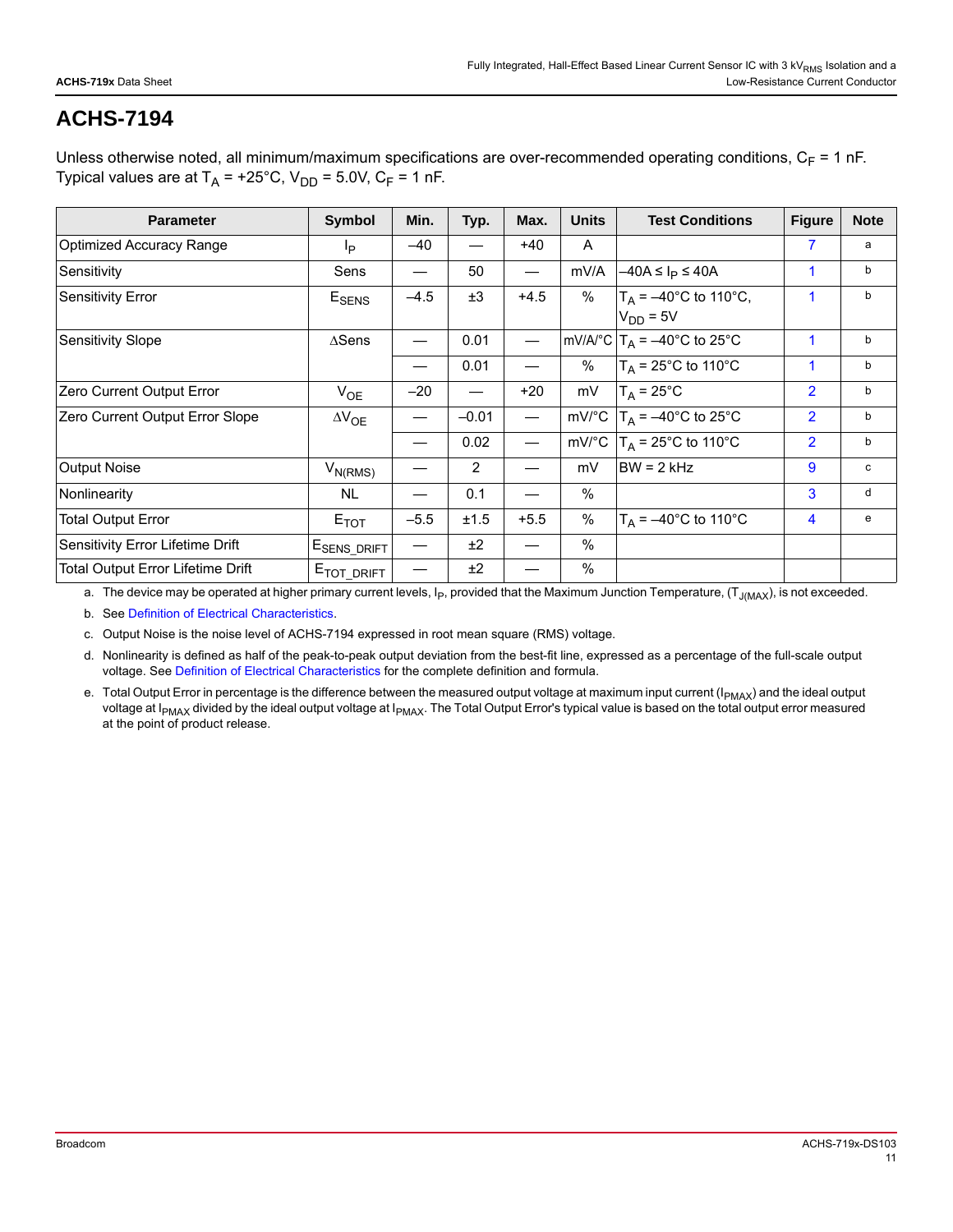# ACHS-7194

Unless otherwise noted, all minimum/maximum specifications are over-recommended operating conditions, $C_F$ = 1 nF. Typical values are at $T_A$ = +25°C, $V_{DD}$ = 5.0V, $C_F$ = 1 nF.

| Parameter | Symbol | Min. | Typ. | Max. | Units | Test Conditions | Figure | Note |
|---|---|---|---|---|---|---|---|---|
| Optimized Accuracy Range | $I_P$ | –40 | — | +40 | A | | 7 | a |
| Sensitivity | Sens | — | 50 | — | mV/A | –40A ≤ $I_P$ ≤ 40A | 1 | b |
| Sensitivity Error | $E_{SENS}$ | –4.5 | ±3 | +4.5 | % | $T_A$ = –40°C to 110°C, $V_{DD}$ = 5V | 1 | b |
| Sensitivity Slope | ΔSens | — | 0.01 | — | mV/A/°C | $T_A$ = –40°C to 25°C | 1 | b |
| | | — | 0.01 | — | % | $T_A$ = 25°C to 110°C | 1 | b |
| Zero Current Output Error | $V_{OE}$ | –20 | — | +20 | mV | $T_A$ = 25°C | 2 | b |
| Zero Current Output Error Slope | $\Delta V_{OE}$ | — | –0.01 | — | mV/°C | $T_A$ = –40°C to 25°C | 2 | b |
| | | — | 0.02 | — | mV/°C | $T_A$ = 25°C to 110°C | 2 | b |
| Output Noise | $V_{N(RMS)}$ | — | 2 | — | mV | BW = 2 kHz | 9 | c |
| Nonlinearity | NL | — | 0.1 | — | % | | 3 | d |
| Total Output Error | $E_{TOT}$ | –5.5 | ±1.5 | +5.5 | % | $T_A$ = –40°C to 110°C | 4 | e |
| Sensitivity Error Lifetime Drift | $E_{SENS\_DRIFT}$ | — | ±2 | — | % | | | |
| Total Output Error Lifetime Drift | $E_{TOT\_DRIFT}$ | — | ±2 | — | % | | | |

a. The device may be operated at higher primary current levels, $I_P$, provided that the Maximum Junction Temperature, ($T_{J(MAX)}$), is not exceeded.

b. See Definition of Electrical Characteristics.

c. Output Noise is the noise level of ACHS-7194 expressed in root mean square (RMS) voltage.

d. Nonlinearity is defined as half of the peak-to-peak output deviation from the best-fit line, expressed as a percentage of the full-scale output voltage. See Definition of Electrical Characteristics for the complete definition and formula.

e. Total Output Error in percentage is the difference between the measured output voltage at maximum input current ($I_{PMAX}$) and the ideal output voltage at $I_{PMAX}$ divided by the ideal output voltage at $I_{PMAX}$. The Total Output Error's typical value is based on the total output error measured at the point of product release.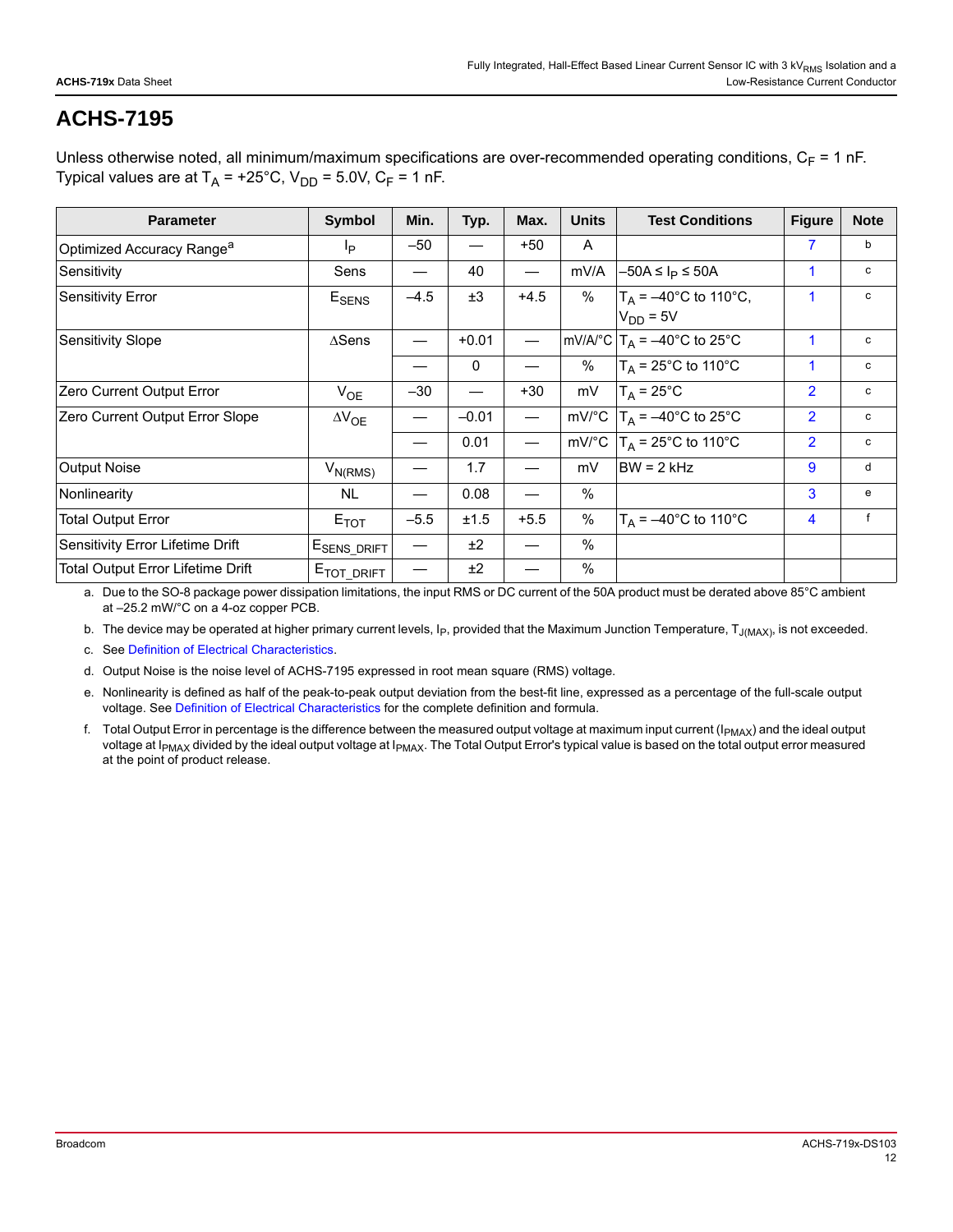# ACHS-7195

Unless otherwise noted, all minimum/maximum specifications are over-recommended operating conditions, $C_F$ = 1 nF. Typical values are at $T_A$ = +25°C, $V_{DD}$ = 5.0V, $C_F$ = 1 nF.

| Parameter | Symbol | Min. | Typ. | Max. | Units | Test Conditions | Figure | Note |
|---|---|---|---|---|---|---|---|---|
| Optimized Accuracy Range[a] | $I_P$ | –50 | — | +50 | A | | 7 | b |
| Sensitivity | Sens | — | 40 | — | mV/A | –50A ≤ $I_P$ ≤ 50A | 1 | c |
| Sensitivity Error | $E_{SENS}$ | –4.5 | ±3 | +4.5 | % | $T_A$ = –40°C to 110°C, $V_{DD}$ = 5V | 1 | c |
| Sensitivity Slope | ∆Sens | — | +0.01 | — | mV/A/°C | $T_A$ = –40°C to 25°C | 1 | c |
| | | — | 0 | — | % | $T_A$ = 25°C to 110°C | 1 | c |
| Zero Current Output Error | $V_{OE}$ | –30 | — | +30 | mV | $T_A$ = 25°C | 2 | c |
| Zero Current Output Error Slope | $\Delta V_{OE}$ | — | –0.01 | — | mV/°C | $T_A$ = –40°C to 25°C | 2 | c |
| | | — | 0.01 | — | mV/°C | $T_A$ = 25°C to 110°C | 2 | c |
| Output Noise | $V_{N(RMS)}$ | — | 1.7 | — | mV | BW = 2 kHz | 9 | d |
| Nonlinearity | NL | — | 0.08 | — | % | | 3 | e |
| Total Output Error | $E_{TOT}$ | –5.5 | ±1.5 | +5.5 | % | $T_A$ = –40°C to 110°C | 4 | f |
| Sensitivity Error Lifetime Drift | $E_{SENS\_DRIFT}$ | — | ±2 | — | % | | | |
| Total Output Error Lifetime Drift | $E_{TOT\_DRIFT}$ | — | ±2 | — | % | | | |

a. Due to the SO-8 package power dissipation limitations, the input RMS or DC current of the 50A product must be derated above 85°C ambient at –25.2 mW/°C on a 4-oz copper PCB.

b. The device may be operated at higher primary current levels, $I_P$, provided that the Maximum Junction Temperature, $T_{J(MAX)}$, is not exceeded.

c. See Definition of Electrical Characteristics.

d. Output Noise is the noise level of ACHS-7195 expressed in root mean square (RMS) voltage.

e. Nonlinearity is defined as half of the peak-to-peak output deviation from the best-fit line, expressed as a percentage of the full-scale output voltage. See Definition of Electrical Characteristics for the complete definition and formula.

f. Total Output Error in percentage is the difference between the measured output voltage at maximum input current ($I_{PMAX}$) and the ideal output voltage at $I_{PMAX}$ divided by the ideal output voltage at $I_{PMAX}$. The Total Output Error's typical value is based on the total output error measured at the point of product release.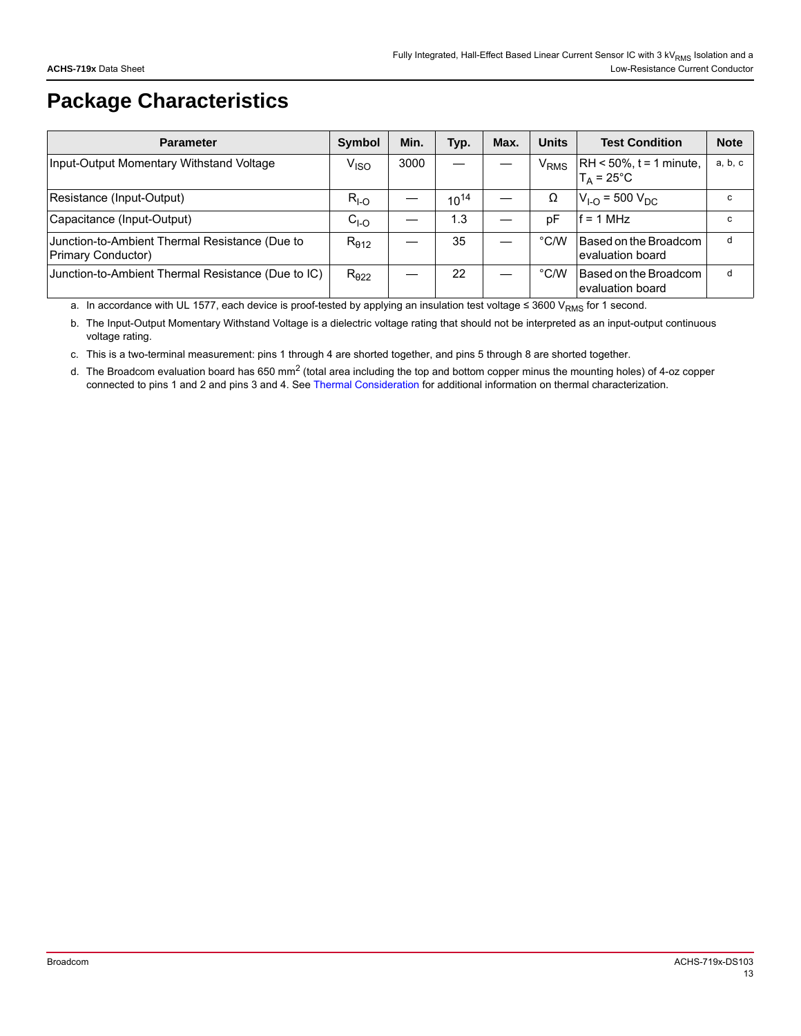# Package Characteristics

| Parameter | Symbol | Min. | Typ. | Max. | Units | Test Condition | Note |
|---|---|---|---|---|---|---|---|
| Input-Output Momentary Withstand Voltage | $V_{ISO}$ | 3000 | — | — | $V_{RMS}$ | RH < 50%, t = 1 minute, $T_A$ = 25°C | a, b, c |
| Resistance (Input-Output) | $R_{I-O}$ | — | $10^{14}$ | — | Ω | $V_{I-O}$ = 500 $V_{DC}$ | c |
| Capacitance (Input-Output) | $C_{I-O}$ | — | 1.3 | — | pF | f = 1 MHz | c |
| Junction-to-Ambient Thermal Resistance (Due to Primary Conductor) | $R_{\theta 12}$ | — | 35 | — | °C/W | Based on the Broadcom evaluation board | d |
| Junction-to-Ambient Thermal Resistance (Due to IC) | $R_{\theta 22}$ | — | 22 | — | °C/W | Based on the Broadcom evaluation board | d |

a. In accordance with UL 1577, each device is proof-tested by applying an insulation test voltage ≤ 3600 $V_{RMS}$ for 1 second.

b. The Input-Output Momentary Withstand Voltage is a dielectric voltage rating that should not be interpreted as an input-output continuous voltage rating.

c. This is a two-terminal measurement: pins 1 through 4 are shorted together, and pins 5 through 8 are shorted together.

d. The Broadcom evaluation board has 650 $mm^2$ (total area including the top and bottom copper minus the mounting holes) of 4-oz copper connected to pins 1 and 2 and pins 3 and 4. See Thermal Consideration for additional information on thermal characterization.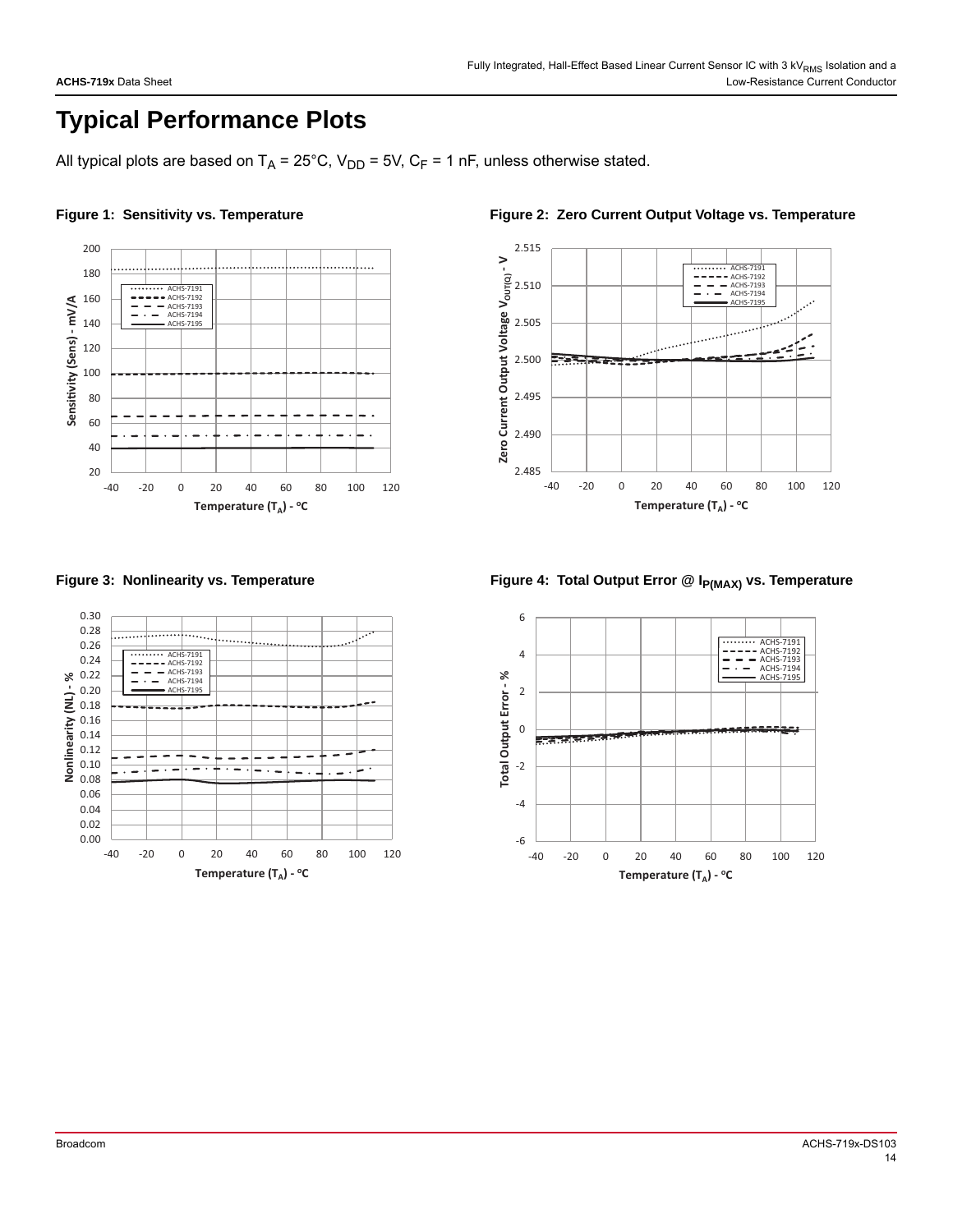# Typical Performance Plots

All typical plots are based on $T_A$ = 25°C, $V_{DD}$ = 5V, $C_F$ = 1 nF, unless otherwise stated.

**Figure 1: Sensitivity vs. Temperature**

**Figure 2: Zero Current Output Voltage vs. Temperature**

**Figure 3: Nonlinearity vs. Temperature**

**Figure 4: Total Output Error @ $I_{P(MAX)}$ vs. Temperature**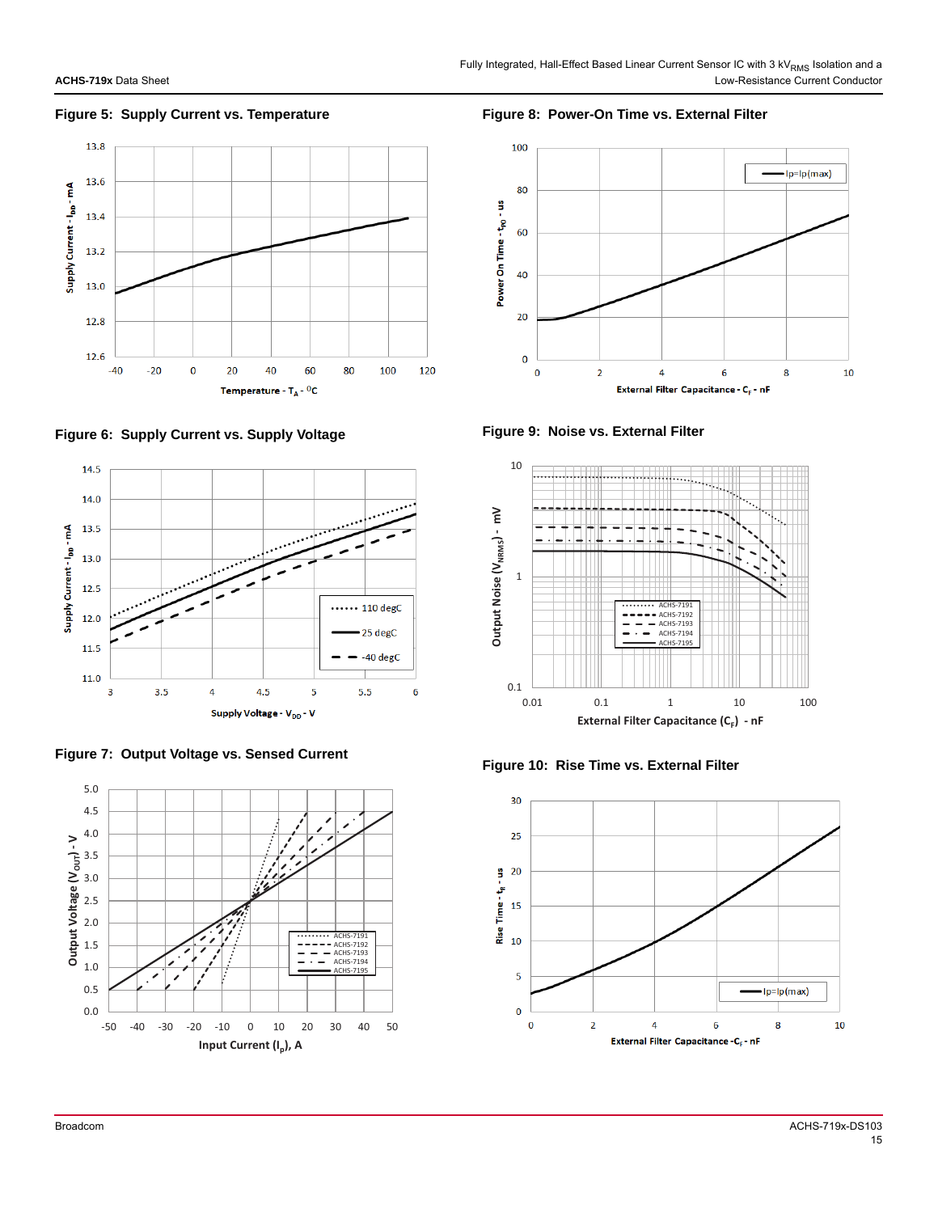**Figure 5: Supply Current vs. Temperature**

**Figure 6: Supply Current vs. Supply Voltage**

**Figure 7: Output Voltage vs. Sensed Current**

**Figure 8: Power-On Time vs. External Filter**

**Figure 9: Noise vs. External Filter**

**Figure 10: Rise Time vs. External Filter**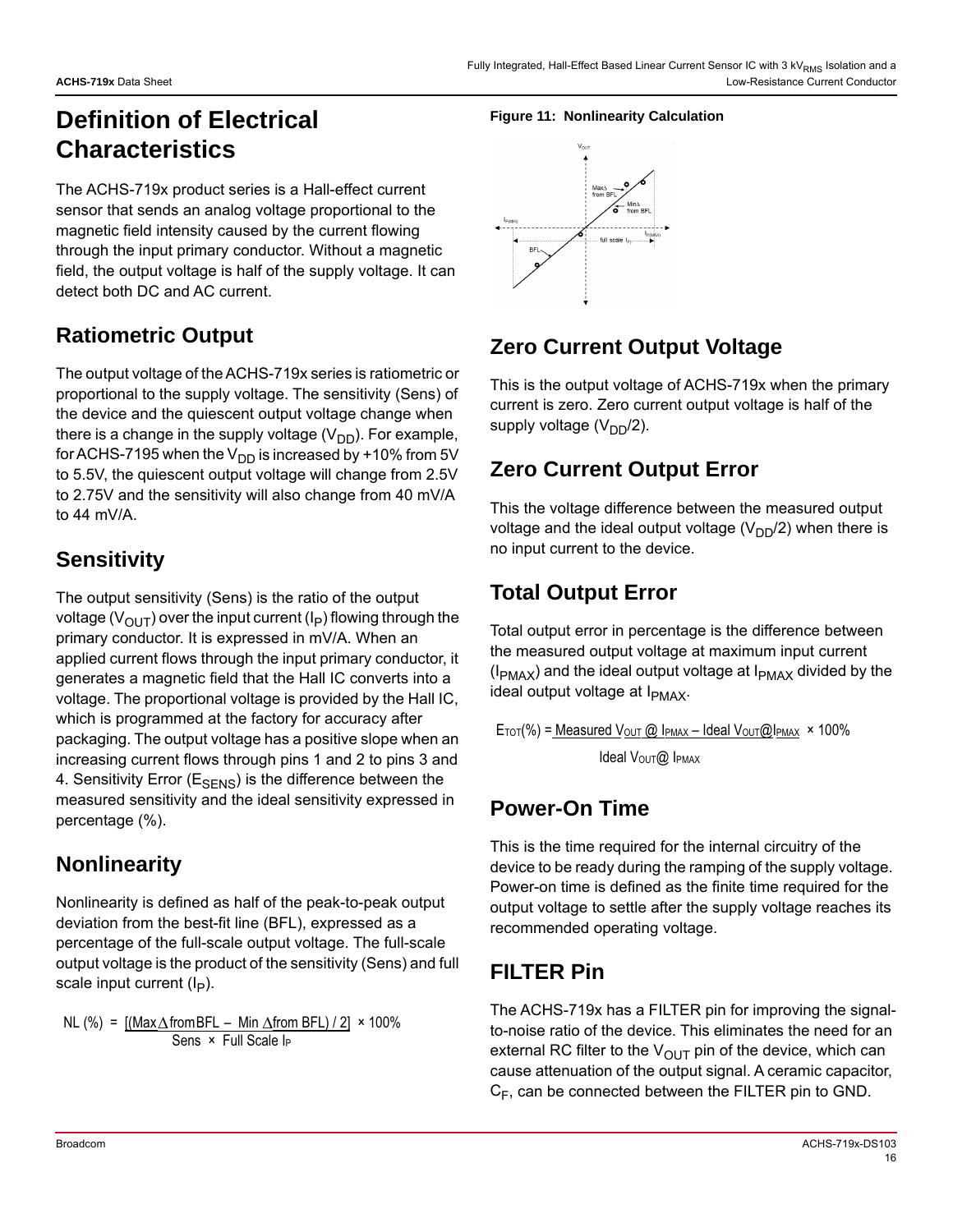# Definition of Electrical Characteristics

The ACHS-719x product series is a Hall-effect current sensor that sends an analog voltage proportional to the magnetic field intensity caused by the current flowing through the input primary conductor. Without a magnetic field, the output voltage is half of the supply voltage. It can detect both DC and AC current.

## Ratiometric Output

The output voltage of the ACHS-719x series is ratiometric or proportional to the supply voltage. The sensitivity (Sens) of the device and the quiescent output voltage change when there is a change in the supply voltage ($V_{DD}$). For example, for ACHS-7195 when the $V_{DD}$ is increased by +10% from 5V to 5.5V, the quiescent output voltage will change from 2.5V to 2.75V and the sensitivity will also change from 40 mV/A to 44 mV/A.

## Sensitivity

The output sensitivity (Sens) is the ratio of the output voltage ($V_{OUT}$) over the input current ($I_P$) flowing through the primary conductor. It is expressed in mV/A. When an applied current flows through the input primary conductor, it generates a magnetic field that the Hall IC converts into a voltage. The proportional voltage is provided by the Hall IC, which is programmed at the factory for accuracy after packaging. The output voltage has a positive slope when an increasing current flows through pins 1 and 2 to pins 3 and 4. Sensitivity Error ($E_{SENS}$) is the difference between the measured sensitivity and the ideal sensitivity expressed in percentage (%).

## Nonlinearity

Nonlinearity is defined as half of the peak-to-peak output deviation from the best-fit line (BFL), expressed as a percentage of the full-scale output voltage. The full-scale output voltage is the product of the sensitivity (Sens) and full scale input current ($I_P$).

$$NL\,(\%) = \frac{[(\text{Max}\,\Delta\,\text{from BFL} - \text{Min}\,\Delta\,\text{from BFL}) / 2]}{\text{Sens} \times \text{Full Scale } I_P} \times 100\%$$

**Figure 11: Nonlinearity Calculation**

## Zero Current Output Voltage

This is the output voltage of ACHS-719x when the primary current is zero. Zero current output voltage is half of the supply voltage ($V_{DD}/2$).

## Zero Current Output Error

This the voltage difference between the measured output voltage and the ideal output voltage ($V_{DD}/2$) when there is no input current to the device.

## Total Output Error

Total output error in percentage is the difference between the measured output voltage at maximum input current ($I_{PMAX}$) and the ideal output voltage at $I_{PMAX}$ divided by the ideal output voltage at $I_{PMAX}$.

$$E_{TOT}(\%) = \frac{\text{Measured } V_{OUT} @ I_{PMAX} - \text{Ideal } V_{OUT} @ I_{PMAX}}{\text{Ideal } V_{OUT} @ I_{PMAX}} \times 100\%$$

## Power-On Time

This is the time required for the internal circuitry of the device to be ready during the ramping of the supply voltage. Power-on time is defined as the finite time required for the output voltage to settle after the supply voltage reaches its recommended operating voltage.

## FILTER Pin

The ACHS-719x has a FILTER pin for improving the signal-to-noise ratio of the device. This eliminates the need for an external RC filter to the $V_{OUT}$ pin of the device, which can cause attenuation of the output signal. A ceramic capacitor, $C_F$, can be connected between the FILTER pin to GND.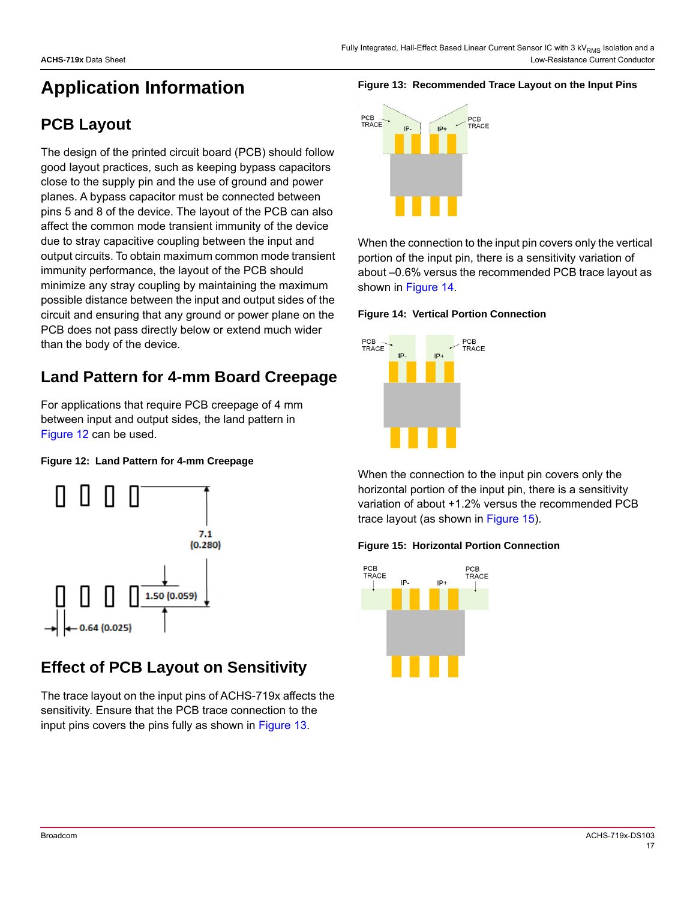# Application Information

## PCB Layout

The design of the printed circuit board (PCB) should follow good layout practices, such as keeping bypass capacitors close to the supply pin and the use of ground and power planes. A bypass capacitor must be connected between pins 5 and 8 of the device. The layout of the PCB can also affect the common mode transient immunity of the device due to stray capacitive coupling between the input and output circuits. To obtain maximum common mode transient immunity performance, the layout of the PCB should minimize any stray coupling by maintaining the maximum possible distance between the input and output sides of the circuit and ensuring that any ground or power plane on the PCB does not pass directly below or extend much wider than the body of the device.

## Land Pattern for 4-mm Board Creepage

For applications that require PCB creepage of 4 mm between input and output sides, the land pattern in Figure 12 can be used.

**Figure 12: Land Pattern for 4-mm Creepage**

7.1 (0.280)

1.50 (0.059)

0.64 (0.025)

## Effect of PCB Layout on Sensitivity

The trace layout on the input pins of ACHS-719x affects the sensitivity. Ensure that the PCB trace connection to the input pins covers the pins fully as shown in Figure 13.

**Figure 13: Recommended Trace Layout on the Input Pins**

PCB TRACE IP- IP+ PCB TRACE

When the connection to the input pin covers only the vertical portion of the input pin, there is a sensitivity variation of about –0.6% versus the recommended PCB trace layout as shown in Figure 14.

**Figure 14: Vertical Portion Connection**

PCB TRACE IP- IP+ PCB TRACE

When the connection to the input pin covers only the horizontal portion of the input pin, there is a sensitivity variation of about +1.2% versus the recommended PCB trace layout (as shown in Figure 15).

**Figure 15: Horizontal Portion Connection**

PCB TRACE IP- IP+ PCB TRACE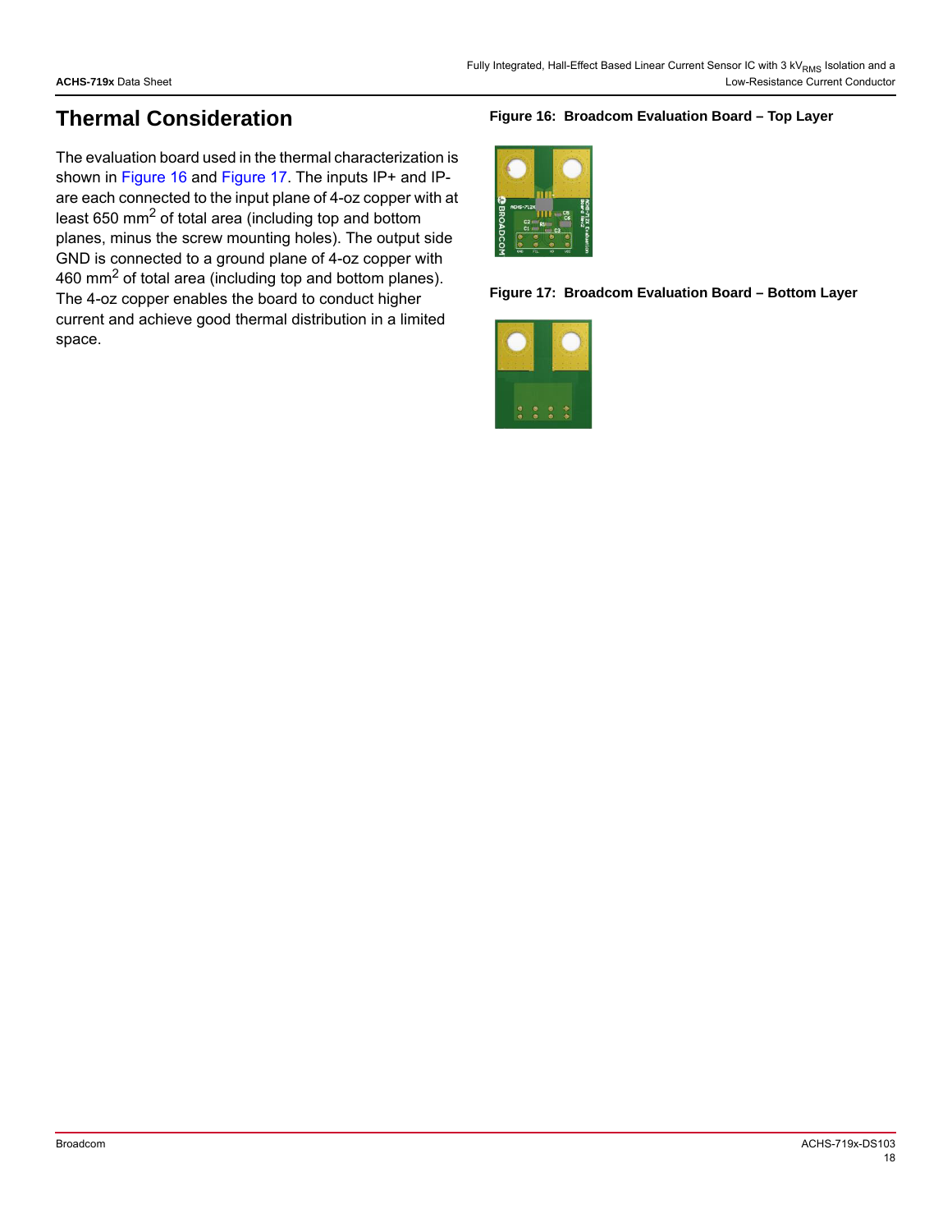# Thermal Consideration

The evaluation board used in the thermal characterization is shown in Figure 16 and Figure 17. The inputs IP+ and IP- are each connected to the input plane of 4-oz copper with at least 650 $mm^2$ of total area (including top and bottom planes, minus the screw mounting holes). The output side GND is connected to a ground plane of 4-oz copper with 460 $mm^2$ of total area (including top and bottom planes). The 4-oz copper enables the board to conduct higher current and achieve good thermal distribution in a limited space.

**Figure 16: Broadcom Evaluation Board – Top Layer**

**Figure 17: Broadcom Evaluation Board – Bottom Layer**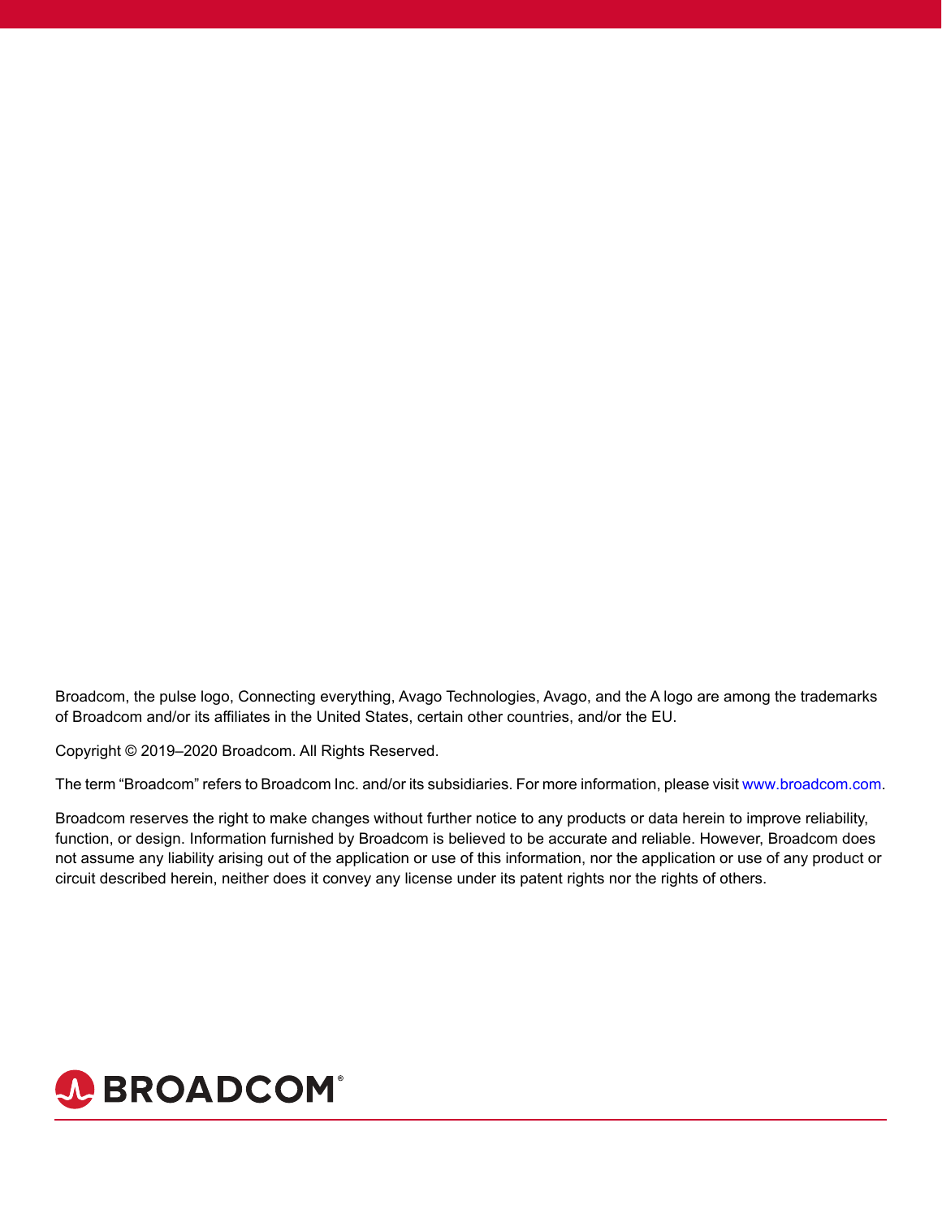Broadcom, the pulse logo, Connecting everything, Avago Technologies, Avago, and the A logo are among the trademarks of Broadcom and/or its affiliates in the United States, certain other countries, and/or the EU.

Copyright © 2019–2020 Broadcom. All Rights Reserved.

The term "Broadcom" refers to Broadcom Inc. and/or its subsidiaries. For more information, please visit www.broadcom.com.

Broadcom reserves the right to make changes without further notice to any products or data herein to improve reliability, function, or design. Information furnished by Broadcom is believed to be accurate and reliable. However, Broadcom does not assume any liability arising out of the application or use of this information, nor the application or use of any product or circuit described herein, neither does it convey any license under its patent rights nor the rights of others.

BROADCOM®